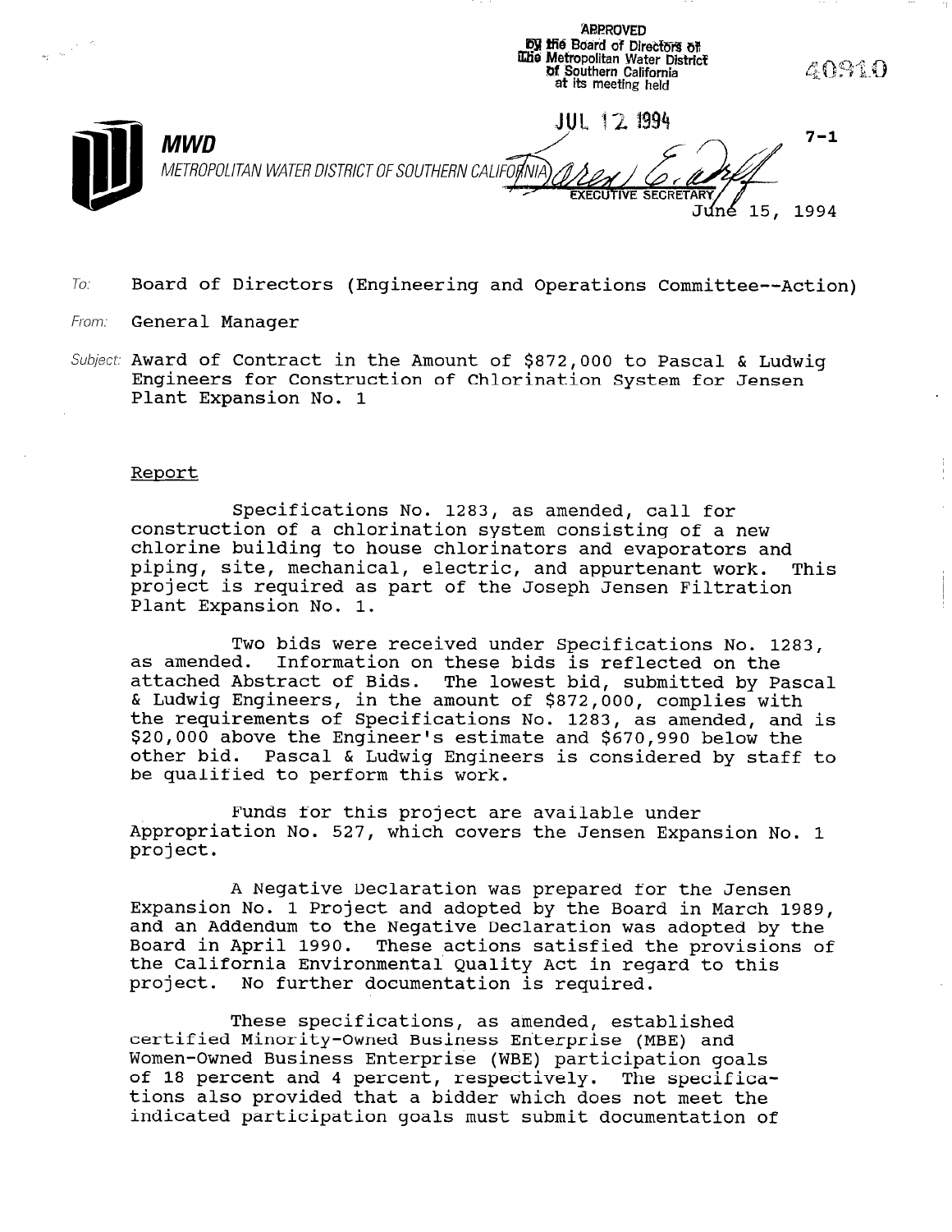APPROVED
by the Board of Directors of
The Metropolitan Water District
of Southern California
at its meeting held

JUL 12 1994

EXECUTIVE SECRETARY

40910

**MWD**
METROPOLITAN WATER DISTRICT OF SOUTHERN CALIFORNIA

7-1

June 15, 1994

To: Board of Directors (Engineering and Operations Committee--Action)

From: General Manager

Subject: Award of Contract in the Amount of $872,000 to Pascal & Ludwig Engineers for Construction of Chlorination System for Jensen Plant Expansion No. 1

## Report

Specifications No. 1283, as amended, call for construction of a chlorination system consisting of a new chlorine building to house chlorinators and evaporators and piping, site, mechanical, electric, and appurtenant work. This project is required as part of the Joseph Jensen Filtration Plant Expansion No. 1.

Two bids were received under Specifications No. 1283, as amended. Information on these bids is reflected on the attached Abstract of Bids. The lowest bid, submitted by Pascal & Ludwig Engineers, in the amount of $872,000, complies with the requirements of Specifications No. 1283, as amended, and is $20,000 above the Engineer's estimate and $670,990 below the other bid. Pascal & Ludwig Engineers is considered by staff to be qualified to perform this work.

Funds for this project are available under Appropriation No. 527, which covers the Jensen Expansion No. 1 project.

A Negative Declaration was prepared for the Jensen Expansion No. 1 Project and adopted by the Board in March 1989, and an Addendum to the Negative Declaration was adopted by the Board in April 1990. These actions satisfied the provisions of the California Environmental Quality Act in regard to this project. No further documentation is required.

These specifications, as amended, established certified Minority-Owned Business Enterprise (MBE) and Women-Owned Business Enterprise (WBE) participation goals of 18 percent and 4 percent, respectively. The specifications also provided that a bidder which does not meet the indicated participation goals must submit documentation of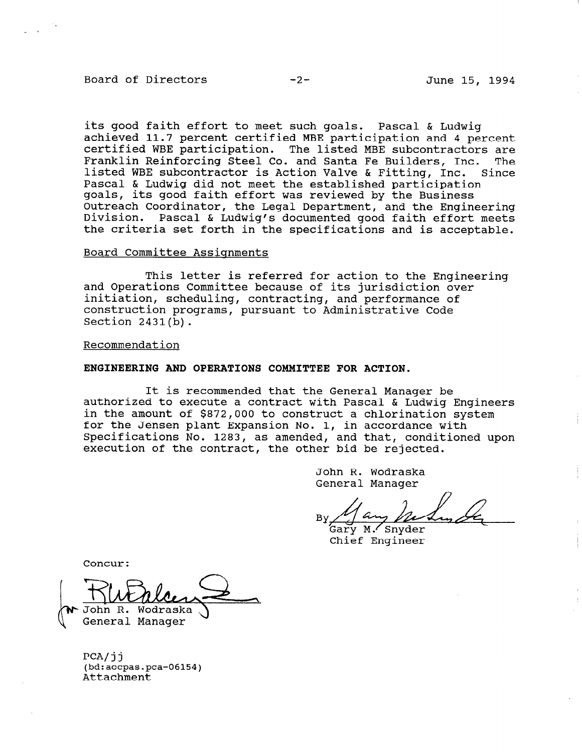its good faith effort to meet such goals. Pascal & Ludwig achieved 11.7 percent certified MBE participation and 4 percent certified WBE participation. The listed MBE subcontractors are Franklin Reinforcing Steel Co. and Santa Fe Builders, Inc. The listed WBE subcontractor is Action Valve & Fitting, Inc. Since Pascal & Ludwig did not meet the established participation goals, its good faith effort was reviewed by the Business Outreach Coordinator, the Legal Department, and the Engineering Division. Pascal & Ludwig's documented good faith effort meets the criteria set forth in the specifications and is acceptable.

Board Committee Assignments

This letter is referred for action to the Engineering and Operations Committee because of its jurisdiction over initiation, scheduling, contracting, and performance of construction programs, pursuant to Administrative Code Section 2431(b).

Recommendation

**ENGINEERING AND OPERATIONS COMMITTEE FOR ACTION.**

It is recommended that the General Manager be authorized to execute a contract with Pascal & Ludwig Engineers in the amount of $872,000 to construct a chlorination system for the Jensen plant Expansion No. 1, in accordance with Specifications No. 1283, as amended, and that, conditioned upon execution of the contract, the other bid be rejected.

John R. Wodraska
General Manager

By Gary M. Snyder
Chief Engineer

Concur:

John R. Wodraska
General Manager

PCA/jj
(bd:aocpas.pca-06154)
Attachment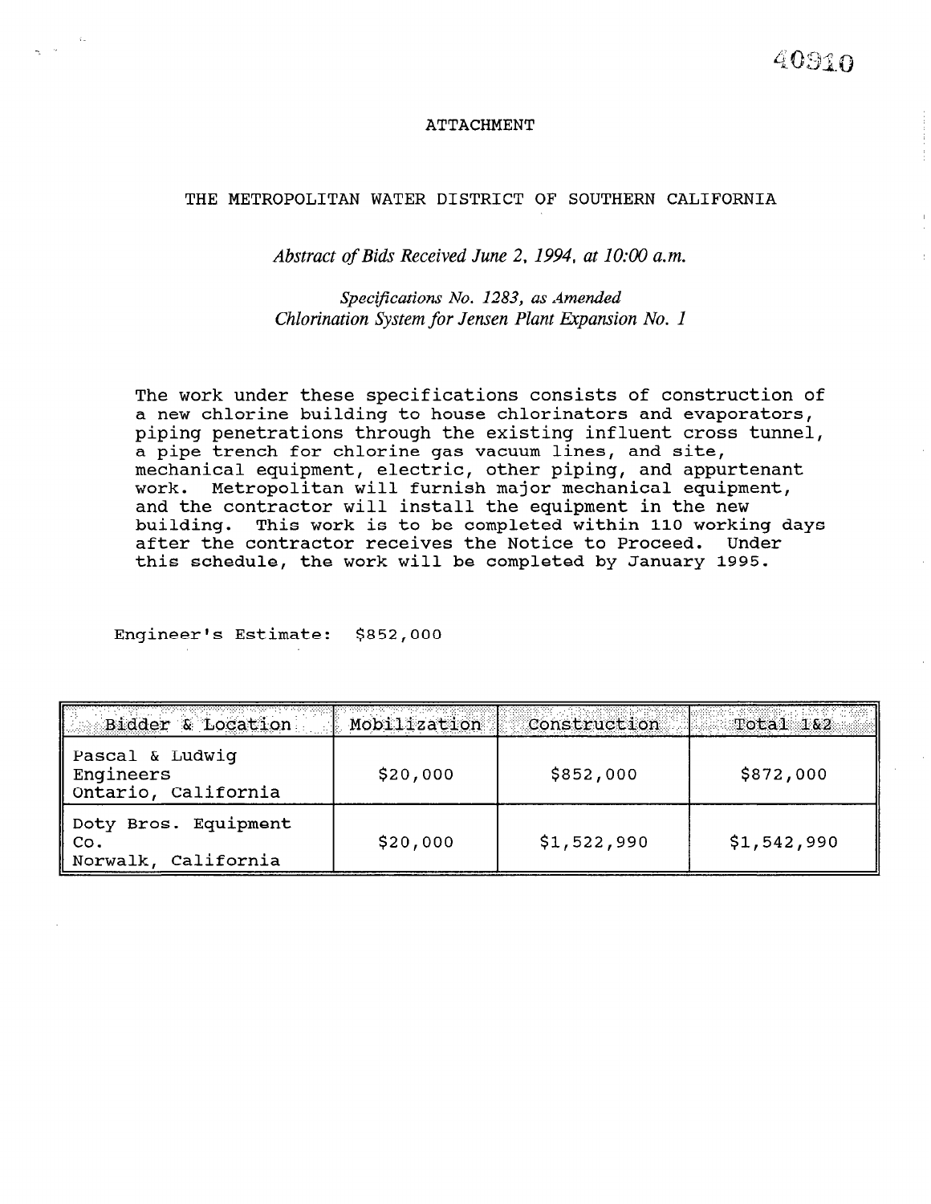ATTACHMENT

THE METROPOLITAN WATER DISTRICT OF SOUTHERN CALIFORNIA

*Abstract of Bids Received June 2, 1994, at 10:00 a.m.*

*Specifications No. 1283, as Amended*
*Chlorination System for Jensen Plant Expansion No. 1*

The work under these specifications consists of construction of a new chlorine building to house chlorinators and evaporators, piping penetrations through the existing influent cross tunnel, a pipe trench for chlorine gas vacuum lines, and site, mechanical equipment, electric, other piping, and appurtenant work. Metropolitan will furnish major mechanical equipment, and the contractor will install the equipment in the new building. This work is to be completed within 110 working days after the contractor receives the Notice to Proceed. Under this schedule, the work will be completed by January 1995.

Engineer's Estimate: $852,000

| Bidder & Location | Mobilization | Construction | Total 1&2 |
|---|---|---|---|
| Pascal & Ludwig Engineers Ontario, California | $20,000 | $852,000 | $872,000 |
| Doty Bros. Equipment Co. Norwalk, California | $20,000 | $1,522,990 | $1,542,990 |